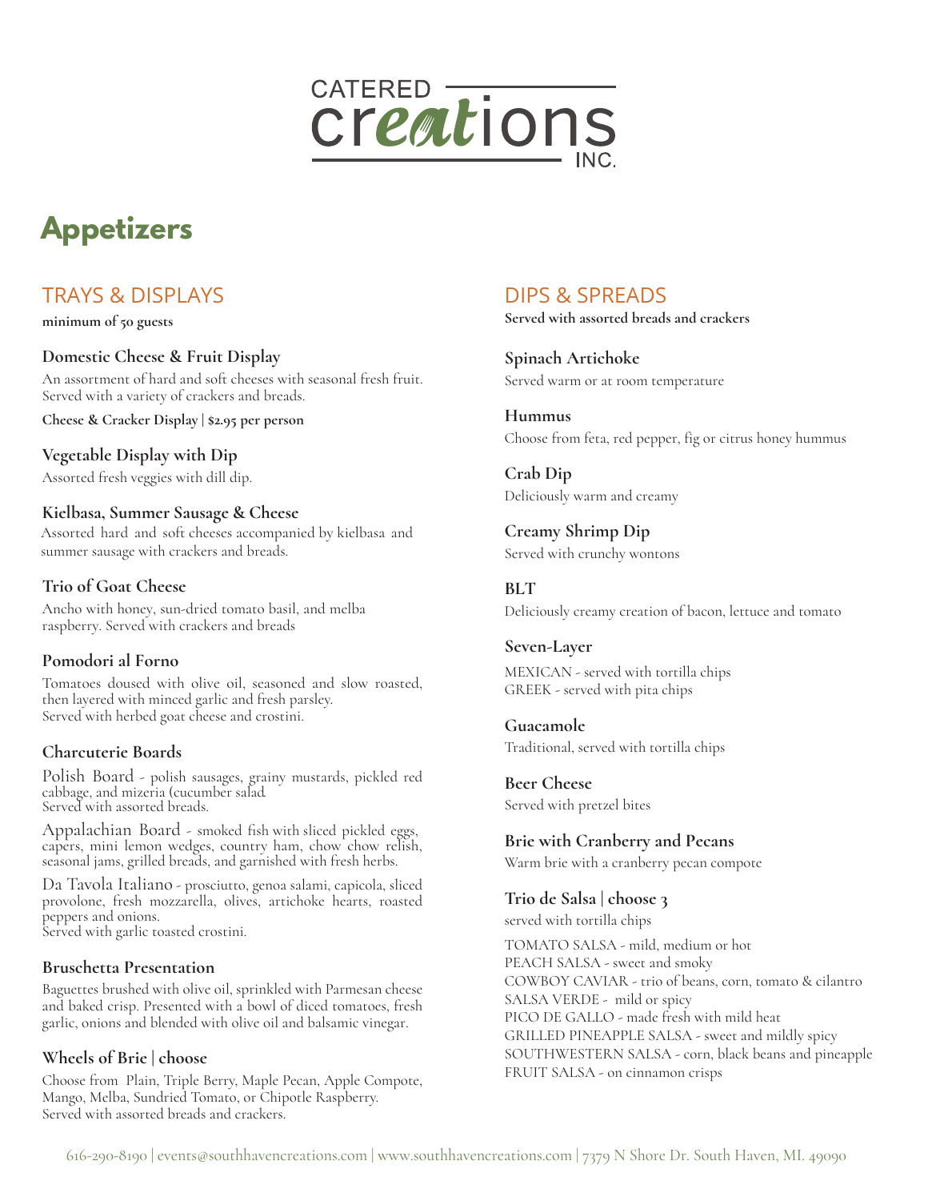# CATERED creations INC.

# Appetizers

## TRAYS & DISPLAYS

**minimum of 50 guests**

### Domestic Cheese & Fruit Display

An assortment of hard and soft cheeses with seasonal fresh fruit. Served with a variety of crackers and breads.

**Cheese & Cracker Display | $2.95 per person**

### Vegetable Display with Dip

Assorted fresh veggies with dill dip.

### Kielbasa, Summer Sausage & Cheese

Assorted hard and soft cheeses accompanied by kielbasa and summer sausage with crackers and breads.

### Trio of Goat Cheese

Ancho with honey, sun-dried tomato basil, and melba raspberry. Served with crackers and breads

### Pomodori al Forno

Tomatoes doused with olive oil, seasoned and slow roasted, then layered with minced garlic and fresh parsley. Served with herbed goat cheese and crostini.

### Charcuterie Boards

Polish Board - polish sausages, grainy mustards, pickled red cabbage, and mizeria (cucumber salad. Served with assorted breads.

Appalachian Board - smoked fish with sliced pickled eggs, capers, mini lemon wedges, country ham, chow chow relish, seasonal jams, grilled breads, and garnished with fresh herbs.

Da Tavola Italiano - prosciutto, genoa salami, capicola, sliced provolone, fresh mozzarella, olives, artichoke hearts, roasted peppers and onions. Served with garlic toasted crostini.

### Bruschetta Presentation

Baguettes brushed with olive oil, sprinkled with Parmesan cheese and baked crisp. Presented with a bowl of diced tomatoes, fresh garlic, onions and blended with olive oil and balsamic vinegar.

### Wheels of Brie | choose

Choose from Plain, Triple Berry, Maple Pecan, Apple Compote, Mango, Melba, Sundried Tomato, or Chipotle Raspberry. Served with assorted breads and crackers.

## DIPS & SPREADS

**Served with assorted breads and crackers**

### Spinach Artichoke

Served warm or at room temperature

### Hummus

Choose from feta, red pepper, fig or citrus honey hummus

### Crab Dip

Deliciously warm and creamy

### Creamy Shrimp Dip

Served with crunchy wontons

### BLT

Deliciously creamy creation of bacon, lettuce and tomato

### Seven-Layer

MEXICAN - served with tortilla chips
GREEK - served with pita chips

### Guacamole

Traditional, served with tortilla chips

### Beer Cheese

Served with pretzel bites

### Brie with Cranberry and Pecans

Warm brie with a cranberry pecan compote

### Trio de Salsa | choose 3

served with tortilla chips

TOMATO SALSA - mild, medium or hot
PEACH SALSA - sweet and smoky
COWBOY CAVIAR - trio of beans, corn, tomato & cilantro
SALSA VERDE - mild or spicy
PICO DE GALLO - made fresh with mild heat
GRILLED PINEAPPLE SALSA - sweet and mildly spicy
SOUTHWESTERN SALSA - corn, black beans and pineapple
FRUIT SALSA - on cinnamon crisps

616-290-8190 | events@southhavencreations.com | www.southhavencreations.com | 7379 N Shore Dr. South Haven, MI. 49090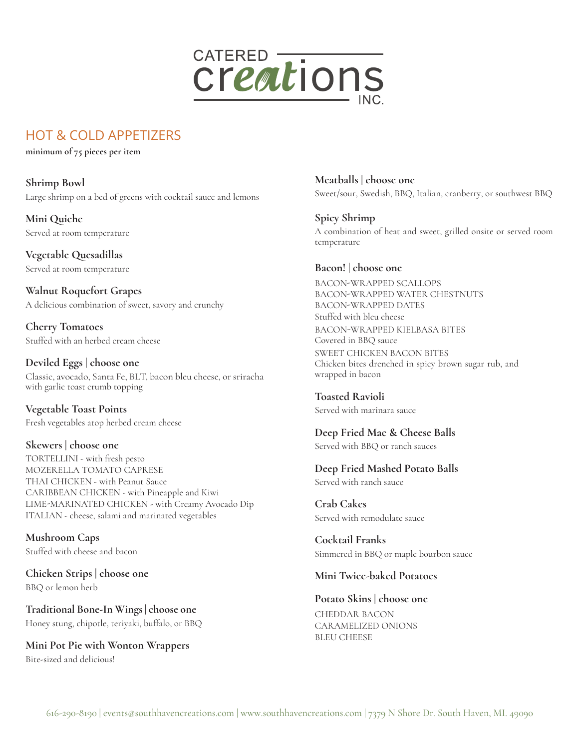CATERED creations INC.

## HOT & COLD APPETIZERS

**minimum of 75 pieces per item**

**Shrimp Bowl**
Large shrimp on a bed of greens with cocktail sauce and lemons

**Mini Quiche**
Served at room temperature

**Vegetable Quesadillas**
Served at room temperature

**Walnut Roquefort Grapes**
A delicious combination of sweet, savory and crunchy

**Cherry Tomatoes**
Stuffed with an herbed cream cheese

**Deviled Eggs | choose one**
Classic, avocado, Santa Fe, BLT, bacon bleu cheese, or sriracha with garlic toast crumb topping

**Vegetable Toast Points**
Fresh vegetables atop herbed cream cheese

**Skewers | choose one**
TORTELLINI - with fresh pesto
MOZERELLA TOMATO CAPRESE
THAI CHICKEN - with Peanut Sauce
CARIBBEAN CHICKEN - with Pineapple and Kiwi
LIME-MARINATED CHICKEN - with Creamy Avocado Dip
ITALIAN - cheese, salami and marinated vegetables

**Mushroom Caps**
Stuffed with cheese and bacon

**Chicken Strips | choose one**
BBQ or lemon herb

**Traditional Bone-In Wings | choose one**
Honey stung, chipotle, teriyaki, buffalo, or BBQ

**Mini Pot Pie with Wonton Wrappers**
Bite-sized and delicious!

**Meatballs | choose one**
Sweet/sour, Swedish, BBQ, Italian, cranberry, or southwest BBQ

**Spicy Shrimp**
A combination of heat and sweet, grilled onsite or served room temperature

**Bacon! | choose one**
BACON-WRAPPED SCALLOPS
BACON-WRAPPED WATER CHESTNUTS
BACON-WRAPPED DATES
Stuffed with bleu cheese
BACON-WRAPPED KIELBASA BITES
Covered in BBQ sauce
SWEET CHICKEN BACON BITES
Chicken bites drenched in spicy brown sugar rub, and wrapped in bacon

**Toasted Ravioli**
Served with marinara sauce

**Deep Fried Mac & Cheese Balls**
Served with BBQ or ranch sauces

**Deep Fried Mashed Potato Balls**
Served with ranch sauce

**Crab Cakes**
Served with remodulate sauce

**Cocktail Franks**
Simmered in BBQ or maple bourbon sauce

**Mini Twice-baked Potatoes**

**Potato Skins | choose one**
CHEDDAR BACON
CARAMELIZED ONIONS
BLEU CHEESE

616-290-8190 | events@southhavencreations.com | www.southhavencreations.com | 7379 N Shore Dr. South Haven, MI. 49090